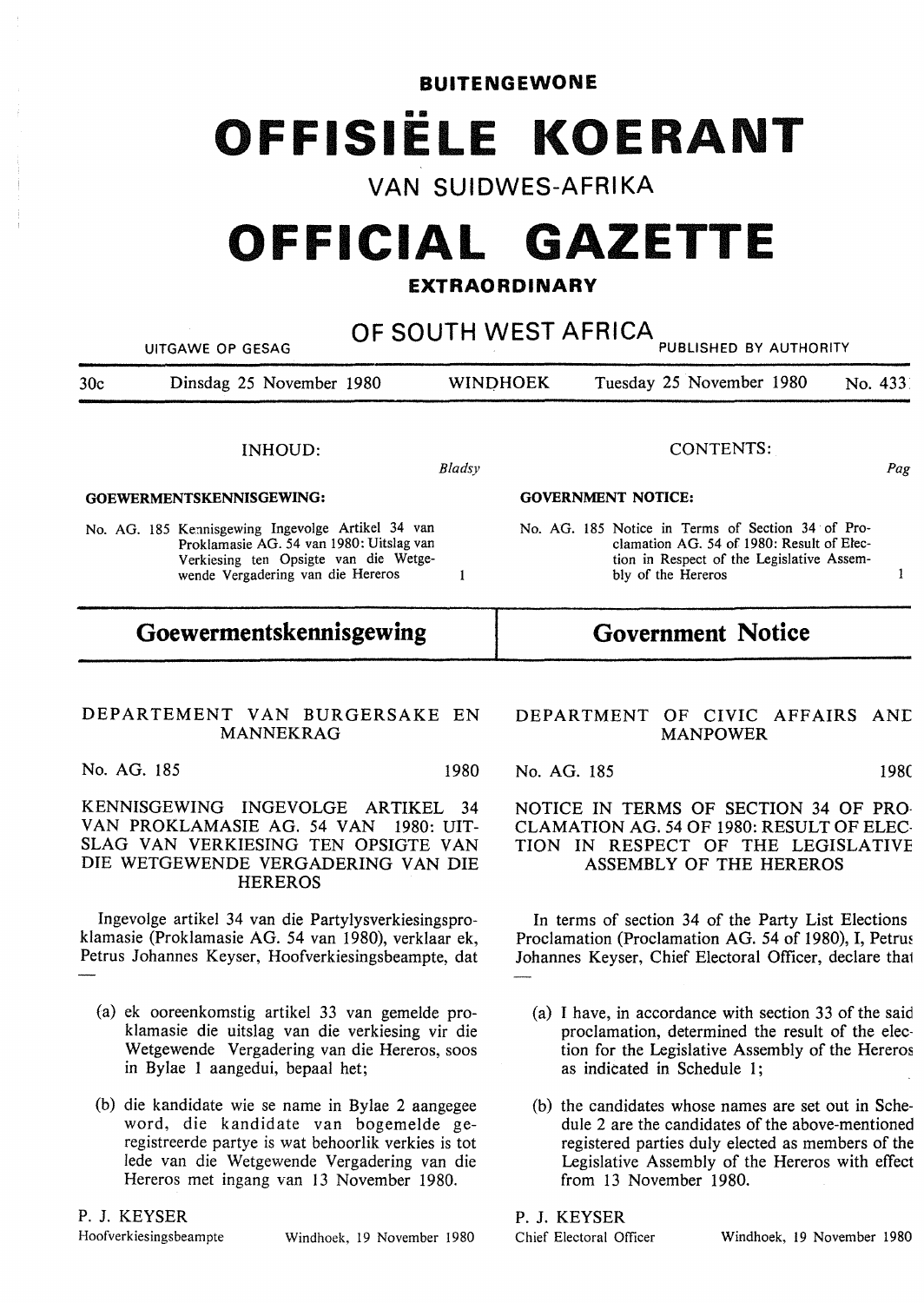# BUITENGEWONE

# OFFISIËLE KOERANT

## VAN SUIDWES-AFRIKA

# OFFICIAL GAZETTE

## EXTRAORDINARY

## OF SOUTH WEST AFRICA

UITGAWE OP GESAG — PUBLISHED BY AUTHORITY

30c — Dinsdag 25 November 1980 — WINDHOEK — Tuesday 25 November 1980 — No. 433

INHOUD: *Bladsy*

**GOEWERMENTSKENNISGEWING:**

No. AG. 185 Kennisgewing Ingevolge Artikel 34 van Proklamasie AG. 54 van 1980: Uitslag van Verkiesing ten Opsigte van die Wetgewende Vergadering van die Hereros — 1

CONTENTS: *Page*

**GOVERNMENT NOTICE:**

No. AG. 185 Notice in Terms of Section 34 of Proclamation AG. 54 of 1980: Result of Election in Respect of the Legislative Assembly of the Hereros — 1

## Goewermentskennisgewing

DEPARTEMENT VAN BURGERSAKE EN MANNEKRAG

No. AG. 185 — 1980

KENNISGEWING INGEVOLGE ARTIKEL 34 VAN PROKLAMASIE AG. 54 VAN 1980: UITSLAG VAN VERKIESING TEN OPSIGTE VAN DIE WETGEWENDE VERGADERING VAN DIE HEREROS

Ingevolge artikel 34 van die Partylysverkiesingsproklamasie (Proklamasie AG. 54 van 1980), verklaar ek, Petrus Johannes Keyser, Hoofverkiesingsbeampte, dat —

(a) ek ooreenkomstig artikel 33 van gemelde proklamasie die uitslag van die verkiesing vir die Wetgewende Vergadering van die Hereros, soos in Bylae 1 aangedui, bepaal het;

(b) die kandidate wie se name in Bylae 2 aangegee word, die kandidate van bogemelde geregistreerde partye is wat behoorlik verkies is tot lede van die Wetgewende Vergadering van die Hereros met ingang van 13 November 1980.

P. J. KEYSER
Hoofverkiesingsbeampte — Windhoek, 19 November 1980

## Government Notice

DEPARTMENT OF CIVIC AFFAIRS AND MANPOWER

No. AG. 185 — 1980

NOTICE IN TERMS OF SECTION 34 OF PROCLAMATION AG. 54 OF 1980: RESULT OF ELECTION IN RESPECT OF THE LEGISLATIVE ASSEMBLY OF THE HEREROS

In terms of section 34 of the Party List Elections Proclamation (Proclamation AG. 54 of 1980), I, Petrus Johannes Keyser, Chief Electoral Officer, declare that —

(a) I have, in accordance with section 33 of the said proclamation, determined the result of the election for the Legislative Assembly of the Hereros as indicated in Schedule 1;

(b) the candidates whose names are set out in Schedule 2 are the candidates of the above-mentioned registered parties duly elected as members of the Legislative Assembly of the Hereros with effect from 13 November 1980.

P. J. KEYSER
Chief Electoral Officer — Windhoek, 19 November 1980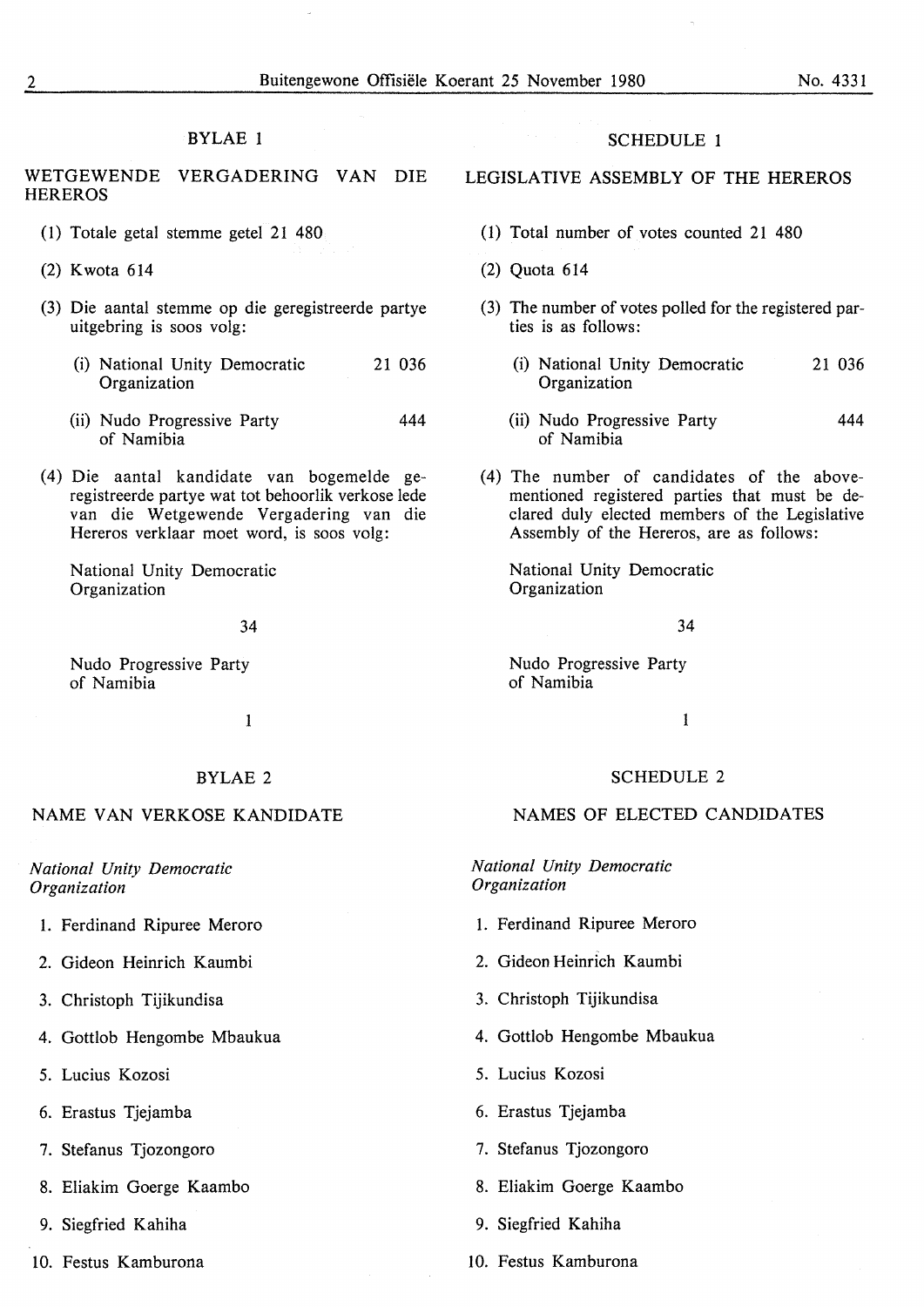## BYLAE 1

### WETGEWENDE VERGADERING VAN DIE HEREROS

(1) Totale getal stemme getel 21 480

(2) Kwota 614

(3) Die aantal stemme op die geregistreerde partye uitgebring is soos volg:

| | |
|---|---|
| (i) National Unity Democratic Organization | 21 036 |
| (ii) Nudo Progressive Party of Namibia | 444 |

(4) Die aantal kandidate van bogemelde geregistreerde partye wat tot behoorlik verkose lede van die Wetgewende Vergadering van die Hereros verklaar moet word, is soos volg:

National Unity Democratic Organization

34

Nudo Progressive Party of Namibia

1

## BYLAE 2

### NAME VAN VERKOSE KANDIDATE

*National Unity Democratic Organization*

1. Ferdinand Ripuree Meroro
2. Gideon Heinrich Kaumbi
3. Christoph Tijikundisa
4. Gottlob Hengombe Mbaukua
5. Lucius Kozosi
6. Erastus Tjejamba
7. Stefanus Tjozongoro
8. Eliakim Goerge Kaambo
9. Siegfried Kahiha
10. Festus Kamburona

## SCHEDULE 1

### LEGISLATIVE ASSEMBLY OF THE HEREROS

(1) Total number of votes counted 21 480

(2) Quota 614

(3) The number of votes polled for the registered parties is as follows:

| | |
|---|---|
| (i) National Unity Democratic Organization | 21 036 |
| (ii) Nudo Progressive Party of Namibia | 444 |

(4) The number of candidates of the abovementioned registered parties that must be declared duly elected members of the Legislative Assembly of the Hereros, are as follows:

National Unity Democratic Organization

34

Nudo Progressive Party of Namibia

1

## SCHEDULE 2

### NAMES OF ELECTED CANDIDATES

*National Unity Democratic Organization*

1. Ferdinand Ripuree Meroro
2. Gideon Heinrich Kaumbi
3. Christoph Tijikundisa
4. Gottlob Hengombe Mbaukua
5. Lucius Kozosi
6. Erastus Tjejamba
7. Stefanus Tjozongoro
8. Eliakim Goerge Kaambo
9. Siegfried Kahiha
10. Festus Kamburona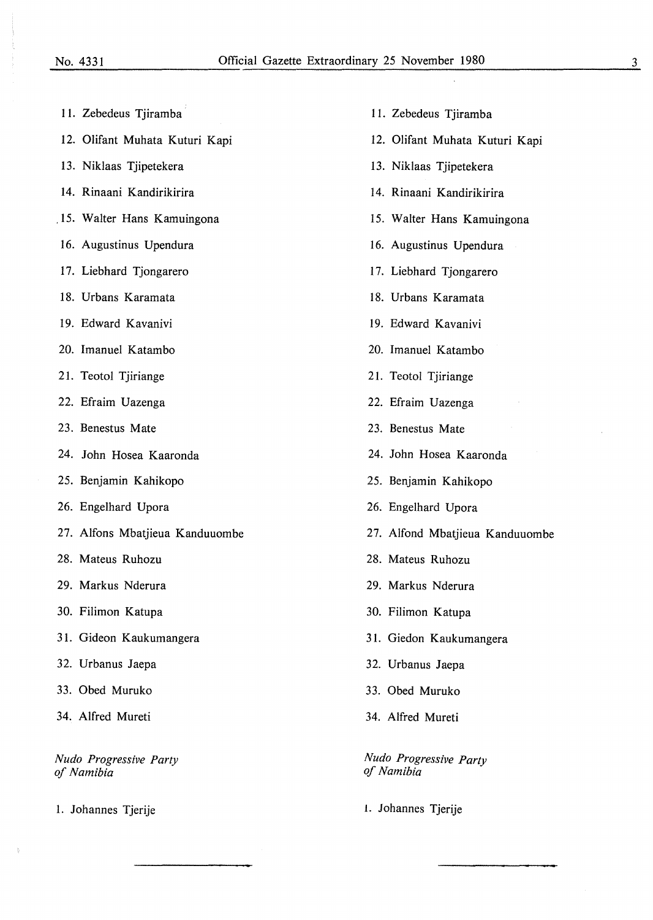11. Zebedeus Tjiramba
12. Olifant Muhata Kuturi Kapi
13. Niklaas Tjipetekera
14. Rinaani Kandirikirira
15. Walter Hans Kamuingona
16. Augustinus Upendura
17. Liebhard Tjongarero
18. Urbans Karamata
19. Edward Kavanivi
20. Imanuel Katambo
21. Teotol Tjiriange
22. Efraim Uazenga
23. Benestus Mate
24. John Hosea Kaaronda
25. Benjamin Kahikopo
26. Engelhard Upora
27. Alfons Mbatjieua Kanduuombe
28. Mateus Ruhozu
29. Markus Nderura
30. Filimon Katupa
31. Gideon Kaukumangera
32. Urbanus Jaepa
33. Obed Muruko
34. Alfred Mureti

*Nudo Progressive Party of Namibia*

1. Johannes Tjerije

11. Zebedeus Tjiramba
12. Olifant Muhata Kuturi Kapi
13. Niklaas Tjipetekera
14. Rinaani Kandirikirira
15. Walter Hans Kamuingona
16. Augustinus Upendura
17. Liebhard Tjongarero
18. Urbans Karamata
19. Edward Kavanivi
20. Imanuel Katambo
21. Teotol Tjiriange
22. Efraim Uazenga
23. Benestus Mate
24. John Hosea Kaaronda
25. Benjamin Kahikopo
26. Engelhard Upora
27. Alfond Mbatjieua Kanduuombe
28. Mateus Ruhozu
29. Markus Nderura
30. Filimon Katupa
31. Giedon Kaukumangera
32. Urbanus Jaepa
33. Obed Muruko
34. Alfred Mureti

*Nudo Progressive Party of Namibia*

1. Johannes Tjerije